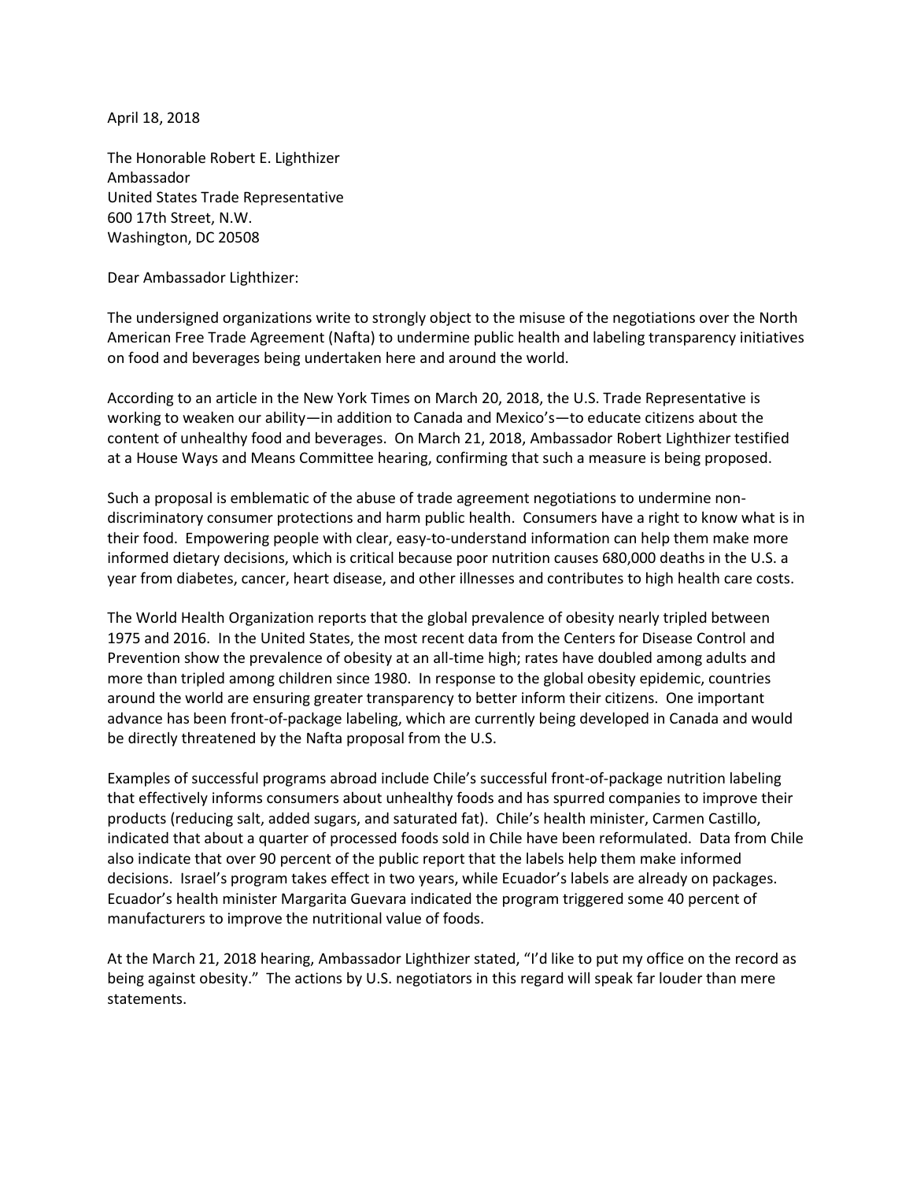April 18, 2018

The Honorable Robert E. Lighthizer
Ambassador
United States Trade Representative
600 17th Street, N.W.
Washington, DC 20508

Dear Ambassador Lighthizer:

The undersigned organizations write to strongly object to the misuse of the negotiations over the North American Free Trade Agreement (Nafta) to undermine public health and labeling transparency initiatives on food and beverages being undertaken here and around the world.

According to an article in the New York Times on March 20, 2018, the U.S. Trade Representative is working to weaken our ability—in addition to Canada and Mexico's—to educate citizens about the content of unhealthy food and beverages. On March 21, 2018, Ambassador Robert Lighthizer testified at a House Ways and Means Committee hearing, confirming that such a measure is being proposed.

Such a proposal is emblematic of the abuse of trade agreement negotiations to undermine non-discriminatory consumer protections and harm public health. Consumers have a right to know what is in their food. Empowering people with clear, easy-to-understand information can help them make more informed dietary decisions, which is critical because poor nutrition causes 680,000 deaths in the U.S. a year from diabetes, cancer, heart disease, and other illnesses and contributes to high health care costs.

The World Health Organization reports that the global prevalence of obesity nearly tripled between 1975 and 2016. In the United States, the most recent data from the Centers for Disease Control and Prevention show the prevalence of obesity at an all-time high; rates have doubled among adults and more than tripled among children since 1980. In response to the global obesity epidemic, countries around the world are ensuring greater transparency to better inform their citizens. One important advance has been front-of-package labeling, which are currently being developed in Canada and would be directly threatened by the Nafta proposal from the U.S.

Examples of successful programs abroad include Chile's successful front-of-package nutrition labeling that effectively informs consumers about unhealthy foods and has spurred companies to improve their products (reducing salt, added sugars, and saturated fat). Chile's health minister, Carmen Castillo, indicated that about a quarter of processed foods sold in Chile have been reformulated. Data from Chile also indicate that over 90 percent of the public report that the labels help them make informed decisions. Israel's program takes effect in two years, while Ecuador's labels are already on packages. Ecuador's health minister Margarita Guevara indicated the program triggered some 40 percent of manufacturers to improve the nutritional value of foods.

At the March 21, 2018 hearing, Ambassador Lighthizer stated, "I'd like to put my office on the record as being against obesity." The actions by U.S. negotiators in this regard will speak far louder than mere statements.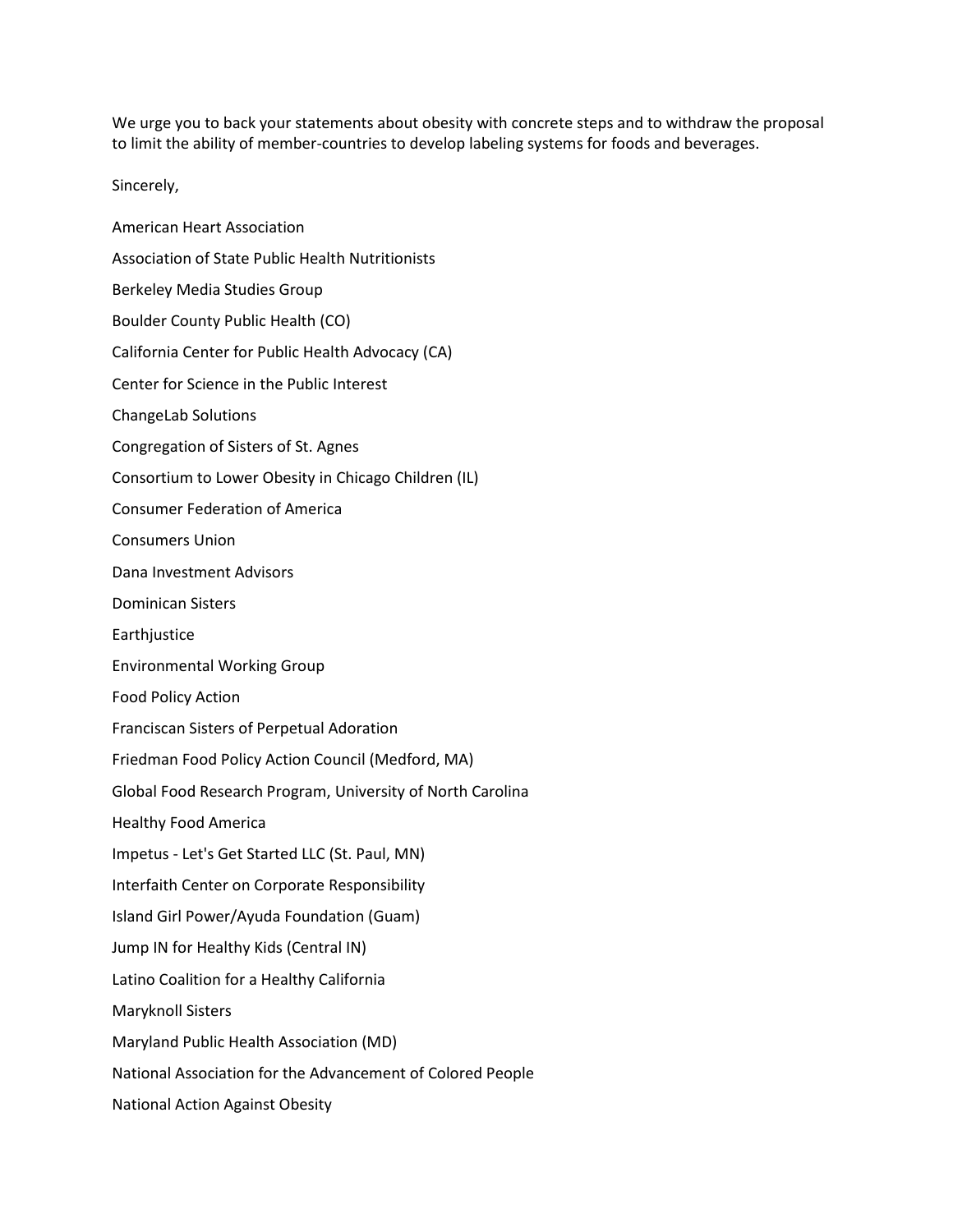We urge you to back your statements about obesity with concrete steps and to withdraw the proposal to limit the ability of member-countries to develop labeling systems for foods and beverages.

Sincerely,

American Heart Association

Association of State Public Health Nutritionists

Berkeley Media Studies Group

Boulder County Public Health (CO)

California Center for Public Health Advocacy (CA)

Center for Science in the Public Interest

ChangeLab Solutions

Congregation of Sisters of St. Agnes

Consortium to Lower Obesity in Chicago Children (IL)

Consumer Federation of America

Consumers Union

Dana Investment Advisors

Dominican Sisters

Earthjustice

Environmental Working Group

Food Policy Action

Franciscan Sisters of Perpetual Adoration

Friedman Food Policy Action Council (Medford, MA)

Global Food Research Program, University of North Carolina

Healthy Food America

Impetus - Let's Get Started LLC (St. Paul, MN)

Interfaith Center on Corporate Responsibility

Island Girl Power/Ayuda Foundation (Guam)

Jump IN for Healthy Kids (Central IN)

Latino Coalition for a Healthy California

Maryknoll Sisters

Maryland Public Health Association (MD)

National Association for the Advancement of Colored People

National Action Against Obesity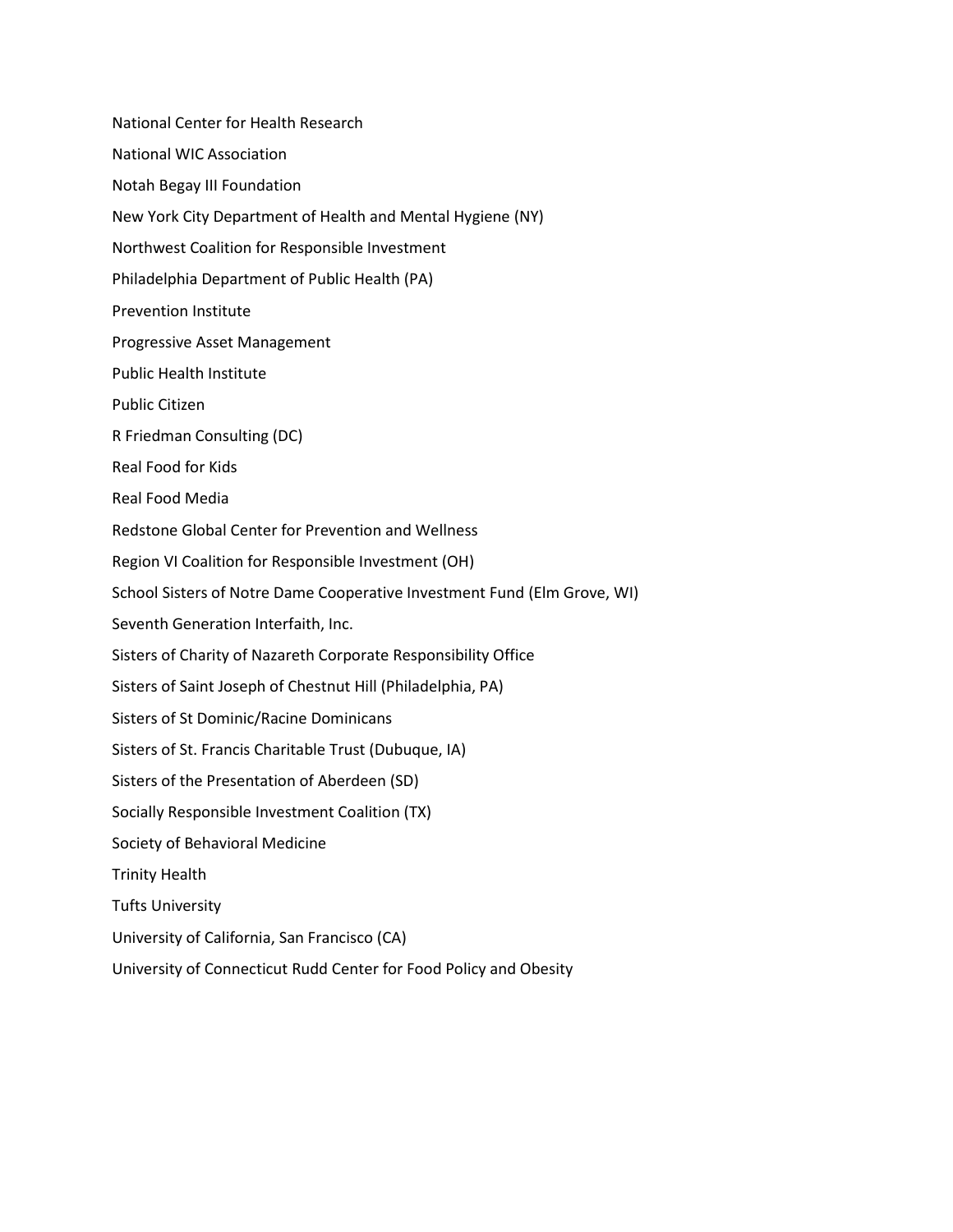National Center for Health Research

National WIC Association

Notah Begay III Foundation

New York City Department of Health and Mental Hygiene (NY)

Northwest Coalition for Responsible Investment

Philadelphia Department of Public Health (PA)

Prevention Institute

Progressive Asset Management

Public Health Institute

Public Citizen

R Friedman Consulting (DC)

Real Food for Kids

Real Food Media

Redstone Global Center for Prevention and Wellness

Region VI Coalition for Responsible Investment (OH)

School Sisters of Notre Dame Cooperative Investment Fund (Elm Grove, WI)

Seventh Generation Interfaith, Inc.

Sisters of Charity of Nazareth Corporate Responsibility Office

Sisters of Saint Joseph of Chestnut Hill (Philadelphia, PA)

Sisters of St Dominic/Racine Dominicans

Sisters of St. Francis Charitable Trust (Dubuque, IA)

Sisters of the Presentation of Aberdeen (SD)

Socially Responsible Investment Coalition (TX)

Society of Behavioral Medicine

Trinity Health

Tufts University

University of California, San Francisco (CA)

University of Connecticut Rudd Center for Food Policy and Obesity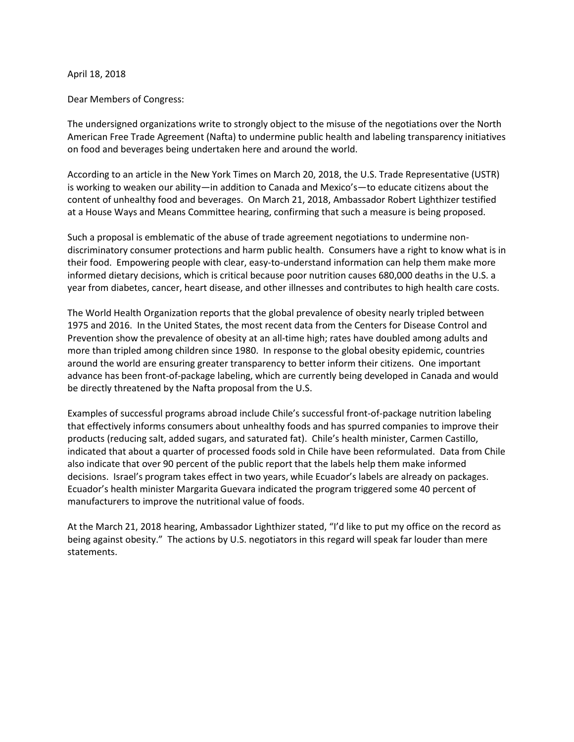April 18, 2018

Dear Members of Congress:

The undersigned organizations write to strongly object to the misuse of the negotiations over the North American Free Trade Agreement (Nafta) to undermine public health and labeling transparency initiatives on food and beverages being undertaken here and around the world.

According to an article in the New York Times on March 20, 2018, the U.S. Trade Representative (USTR) is working to weaken our ability—in addition to Canada and Mexico's—to educate citizens about the content of unhealthy food and beverages. On March 21, 2018, Ambassador Robert Lighthizer testified at a House Ways and Means Committee hearing, confirming that such a measure is being proposed.

Such a proposal is emblematic of the abuse of trade agreement negotiations to undermine non-discriminatory consumer protections and harm public health. Consumers have a right to know what is in their food. Empowering people with clear, easy-to-understand information can help them make more informed dietary decisions, which is critical because poor nutrition causes 680,000 deaths in the U.S. a year from diabetes, cancer, heart disease, and other illnesses and contributes to high health care costs.

The World Health Organization reports that the global prevalence of obesity nearly tripled between 1975 and 2016. In the United States, the most recent data from the Centers for Disease Control and Prevention show the prevalence of obesity at an all-time high; rates have doubled among adults and more than tripled among children since 1980. In response to the global obesity epidemic, countries around the world are ensuring greater transparency to better inform their citizens. One important advance has been front-of-package labeling, which are currently being developed in Canada and would be directly threatened by the Nafta proposal from the U.S.

Examples of successful programs abroad include Chile's successful front-of-package nutrition labeling that effectively informs consumers about unhealthy foods and has spurred companies to improve their products (reducing salt, added sugars, and saturated fat). Chile's health minister, Carmen Castillo, indicated that about a quarter of processed foods sold in Chile have been reformulated. Data from Chile also indicate that over 90 percent of the public report that the labels help them make informed decisions. Israel's program takes effect in two years, while Ecuador's labels are already on packages. Ecuador's health minister Margarita Guevara indicated the program triggered some 40 percent of manufacturers to improve the nutritional value of foods.

At the March 21, 2018 hearing, Ambassador Lighthizer stated, "I'd like to put my office on the record as being against obesity." The actions by U.S. negotiators in this regard will speak far louder than mere statements.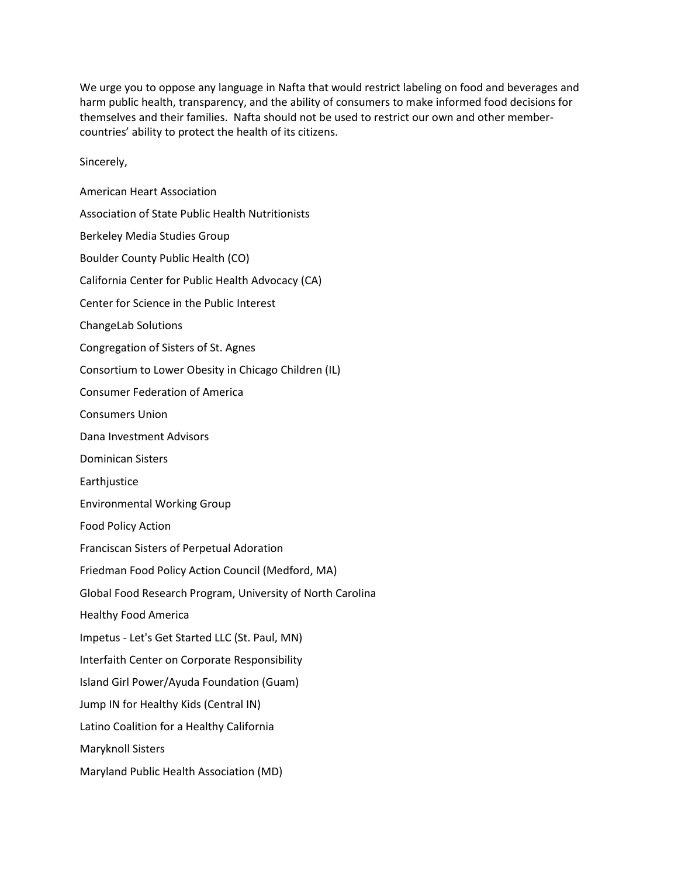We urge you to oppose any language in Nafta that would restrict labeling on food and beverages and harm public health, transparency, and the ability of consumers to make informed food decisions for themselves and their families. Nafta should not be used to restrict our own and other member-countries' ability to protect the health of its citizens.

Sincerely,

American Heart Association

Association of State Public Health Nutritionists

Berkeley Media Studies Group

Boulder County Public Health (CO)

California Center for Public Health Advocacy (CA)

Center for Science in the Public Interest

ChangeLab Solutions

Congregation of Sisters of St. Agnes

Consortium to Lower Obesity in Chicago Children (IL)

Consumer Federation of America

Consumers Union

Dana Investment Advisors

Dominican Sisters

Earthjustice

Environmental Working Group

Food Policy Action

Franciscan Sisters of Perpetual Adoration

Friedman Food Policy Action Council (Medford, MA)

Global Food Research Program, University of North Carolina

Healthy Food America

Impetus - Let's Get Started LLC (St. Paul, MN)

Interfaith Center on Corporate Responsibility

Island Girl Power/Ayuda Foundation (Guam)

Jump IN for Healthy Kids (Central IN)

Latino Coalition for a Healthy California

Maryknoll Sisters

Maryland Public Health Association (MD)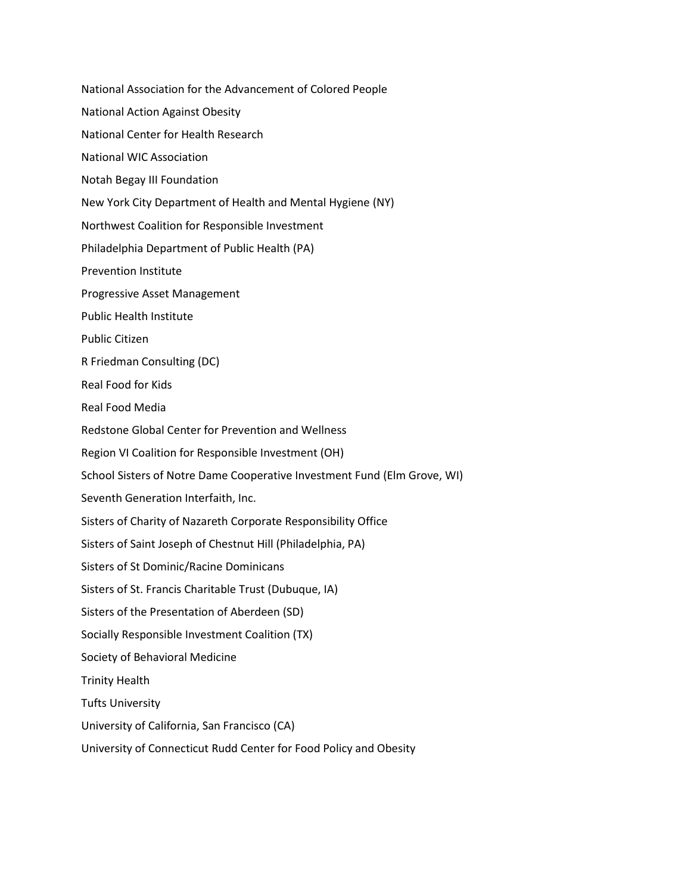National Association for the Advancement of Colored People

National Action Against Obesity

National Center for Health Research

National WIC Association

Notah Begay III Foundation

New York City Department of Health and Mental Hygiene (NY)

Northwest Coalition for Responsible Investment

Philadelphia Department of Public Health (PA)

Prevention Institute

Progressive Asset Management

Public Health Institute

Public Citizen

R Friedman Consulting (DC)

Real Food for Kids

Real Food Media

Redstone Global Center for Prevention and Wellness

Region VI Coalition for Responsible Investment (OH)

School Sisters of Notre Dame Cooperative Investment Fund (Elm Grove, WI)

Seventh Generation Interfaith, Inc.

Sisters of Charity of Nazareth Corporate Responsibility Office

Sisters of Saint Joseph of Chestnut Hill (Philadelphia, PA)

Sisters of St Dominic/Racine Dominicans

Sisters of St. Francis Charitable Trust (Dubuque, IA)

Sisters of the Presentation of Aberdeen (SD)

Socially Responsible Investment Coalition (TX)

Society of Behavioral Medicine

Trinity Health

Tufts University

University of California, San Francisco (CA)

University of Connecticut Rudd Center for Food Policy and Obesity